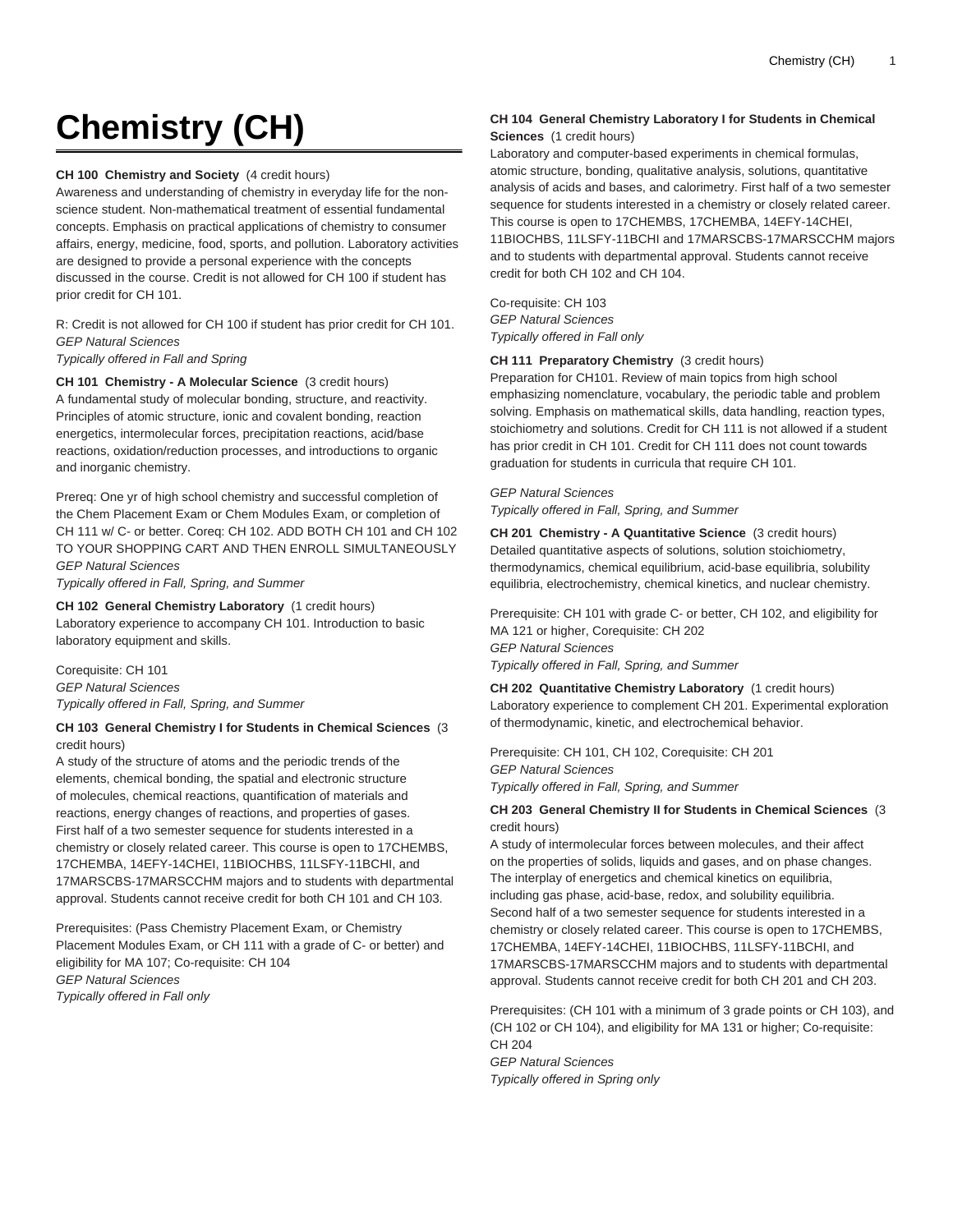# Chemistry (CH)

**CH 100 Chemistry and Society** (4 credit hours)
Awareness and understanding of chemistry in everyday life for the non-science student. Non-mathematical treatment of essential fundamental concepts. Emphasis on practical applications of chemistry to consumer affairs, energy, medicine, food, sports, and pollution. Laboratory activities are designed to provide a personal experience with the concepts discussed in the course. Credit is not allowed for CH 100 if student has prior credit for CH 101.

R: Credit is not allowed for CH 100 if student has prior credit for CH 101.
*GEP Natural Sciences*
*Typically offered in Fall and Spring*

**CH 101 Chemistry - A Molecular Science** (3 credit hours)
A fundamental study of molecular bonding, structure, and reactivity. Principles of atomic structure, ionic and covalent bonding, reaction energetics, intermolecular forces, precipitation reactions, acid/base reactions, oxidation/reduction processes, and introductions to organic and inorganic chemistry.

Prereq: One yr of high school chemistry and successful completion of the Chem Placement Exam or Chem Modules Exam, or completion of CH 111 w/ C- or better. Coreq: CH 102. ADD BOTH CH 101 and CH 102 TO YOUR SHOPPING CART AND THEN ENROLL SIMULTANEOUSLY
*GEP Natural Sciences*
*Typically offered in Fall, Spring, and Summer*

**CH 102 General Chemistry Laboratory** (1 credit hours)
Laboratory experience to accompany CH 101. Introduction to basic laboratory equipment and skills.

Corequisite: CH 101
*GEP Natural Sciences*
*Typically offered in Fall, Spring, and Summer*

**CH 103 General Chemistry I for Students in Chemical Sciences** (3 credit hours)
A study of the structure of atoms and the periodic trends of the elements, chemical bonding, the spatial and electronic structure of molecules, chemical reactions, quantification of materials and reactions, energy changes of reactions, and properties of gases. First half of a two semester sequence for students interested in a chemistry or closely related career. This course is open to 17CHEMBS, 17CHEMBA, 14EFY-14CHEI, 11BIOCHBS, 11LSFY-11BCHI, and 17MARSCBS-17MARSCCHM majors and to students with departmental approval. Students cannot receive credit for both CH 101 and CH 103.

Prerequisites: (Pass Chemistry Placement Exam, or Chemistry Placement Modules Exam, or CH 111 with a grade of C- or better) and eligibility for MA 107; Co-requisite: CH 104
*GEP Natural Sciences*
*Typically offered in Fall only*

**CH 104 General Chemistry Laboratory I for Students in Chemical Sciences** (1 credit hours)
Laboratory and computer-based experiments in chemical formulas, atomic structure, bonding, qualitative analysis, solutions, quantitative analysis of acids and bases, and calorimetry. First half of a two semester sequence for students interested in a chemistry or closely related career. This course is open to 17CHEMBS, 17CHEMBA, 14EFY-14CHEI, 11BIOCHBS, 11LSFY-11BCHI and 17MARSCBS-17MARSCCHM majors and to students with departmental approval. Students cannot receive credit for both CH 102 and CH 104.

Co-requisite: CH 103
*GEP Natural Sciences*
*Typically offered in Fall only*

**CH 111 Preparatory Chemistry** (3 credit hours)
Preparation for CH101. Review of main topics from high school emphasizing nomenclature, vocabulary, the periodic table and problem solving. Emphasis on mathematical skills, data handling, reaction types, stoichiometry and solutions. Credit for CH 111 is not allowed if a student has prior credit in CH 101. Credit for CH 111 does not count towards graduation for students in curricula that require CH 101.

*GEP Natural Sciences*
*Typically offered in Fall, Spring, and Summer*

**CH 201 Chemistry - A Quantitative Science** (3 credit hours)
Detailed quantitative aspects of solutions, solution stoichiometry, thermodynamics, chemical equilibrium, acid-base equilibria, solubility equilibria, electrochemistry, chemical kinetics, and nuclear chemistry.

Prerequisite: CH 101 with grade C- or better, CH 102, and eligibility for MA 121 or higher, Corequisite: CH 202
*GEP Natural Sciences*
*Typically offered in Fall, Spring, and Summer*

**CH 202 Quantitative Chemistry Laboratory** (1 credit hours)
Laboratory experience to complement CH 201. Experimental exploration of thermodynamic, kinetic, and electrochemical behavior.

Prerequisite: CH 101, CH 102, Corequisite: CH 201
*GEP Natural Sciences*
*Typically offered in Fall, Spring, and Summer*

**CH 203 General Chemistry II for Students in Chemical Sciences** (3 credit hours)
A study of intermolecular forces between molecules, and their affect on the properties of solids, liquids and gases, and on phase changes. The interplay of energetics and chemical kinetics on equilibria, including gas phase, acid-base, redox, and solubility equilibria. Second half of a two semester sequence for students interested in a chemistry or closely related career. This course is open to 17CHEMBS, 17CHEMBA, 14EFY-14CHEI, 11BIOCHBS, 11LSFY-11BCHI, and 17MARSCBS-17MARSCCHM majors and to students with departmental approval. Students cannot receive credit for both CH 201 and CH 203.

Prerequisites: (CH 101 with a minimum of 3 grade points or CH 103), and (CH 102 or CH 104), and eligibility for MA 131 or higher; Co-requisite: CH 204
*GEP Natural Sciences*
*Typically offered in Spring only*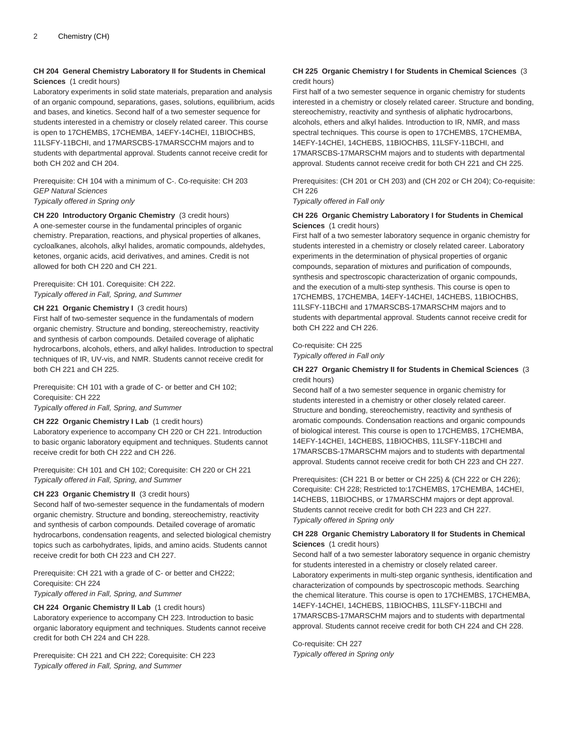**CH 204 General Chemistry Laboratory II for Students in Chemical Sciences** (1 credit hours)
Laboratory experiments in solid state materials, preparation and analysis of an organic compound, separations, gases, solutions, equilibrium, acids and bases, and kinetics. Second half of a two semester sequence for students interested in a chemistry or closely related career. This course is open to 17CHEMBS, 17CHEMBA, 14EFY-14CHEI, 11BIOCHBS, 11LSFY-11BCHI, and 17MARSCBS-17MARSCCHM majors and to students with departmental approval. Students cannot receive credit for both CH 202 and CH 204.

Prerequisite: CH 104 with a minimum of C-. Co-requisite: CH 203
*GEP Natural Sciences*
*Typically offered in Spring only*

**CH 220 Introductory Organic Chemistry** (3 credit hours)
A one-semester course in the fundamental principles of organic chemistry. Preparation, reactions, and physical properties of alkanes, cycloalkanes, alcohols, alkyl halides, aromatic compounds, aldehydes, ketones, organic acids, acid derivatives, and amines. Credit is not allowed for both CH 220 and CH 221.

Prerequisite: CH 101. Corequisite: CH 222.
*Typically offered in Fall, Spring, and Summer*

**CH 221 Organic Chemistry I** (3 credit hours)
First half of two-semester sequence in the fundamentals of modern organic chemistry. Structure and bonding, stereochemistry, reactivity and synthesis of carbon compounds. Detailed coverage of aliphatic hydrocarbons, alcohols, ethers, and alkyl halides. Introduction to spectral techniques of IR, UV-vis, and NMR. Students cannot receive credit for both CH 221 and CH 225.

Prerequisite: CH 101 with a grade of C- or better and CH 102; Corequisite: CH 222
*Typically offered in Fall, Spring, and Summer*

**CH 222 Organic Chemistry I Lab** (1 credit hours)
Laboratory experience to accompany CH 220 or CH 221. Introduction to basic organic laboratory equipment and techniques. Students cannot receive credit for both CH 222 and CH 226.

Prerequisite: CH 101 and CH 102; Corequisite: CH 220 or CH 221
*Typically offered in Fall, Spring, and Summer*

**CH 223 Organic Chemistry II** (3 credit hours)
Second half of two-semester sequence in the fundamentals of modern organic chemistry. Structure and bonding, stereochemistry, reactivity and synthesis of carbon compounds. Detailed coverage of aromatic hydrocarbons, condensation reagents, and selected biological chemistry topics such as carbohydrates, lipids, and amino acids. Students cannot receive credit for both CH 223 and CH 227.

Prerequisite: CH 221 with a grade of C- or better and CH222; Corequisite: CH 224
*Typically offered in Fall, Spring, and Summer*

**CH 224 Organic Chemistry II Lab** (1 credit hours)
Laboratory experience to accompany CH 223. Introduction to basic organic laboratory equipment and techniques. Students cannot receive credit for both CH 224 and CH 228.

Prerequisite: CH 221 and CH 222; Corequisite: CH 223
*Typically offered in Fall, Spring, and Summer*

**CH 225 Organic Chemistry I for Students in Chemical Sciences** (3 credit hours)
First half of a two semester sequence in organic chemistry for students interested in a chemistry or closely related career. Structure and bonding, stereochemistry, reactivity and synthesis of aliphatic hydrocarbons, alcohols, ethers and alkyl halides. Introduction to IR, NMR, and mass spectral techniques. This course is open to 17CHEMBS, 17CHEMBA, 14EFY-14CHEI, 14CHEBS, 11BIOCHBS, 11LSFY-11BCHI, and 17MARSCBS-17MARSCHM majors and to students with departmental approval. Students cannot receive credit for both CH 221 and CH 225.

Prerequisites: (CH 201 or CH 203) and (CH 202 or CH 204); Co-requisite: CH 226
*Typically offered in Fall only*

**CH 226 Organic Chemistry Laboratory I for Students in Chemical Sciences** (1 credit hours)
First half of a two semester laboratory sequence in organic chemistry for students interested in a chemistry or closely related career. Laboratory experiments in the determination of physical properties of organic compounds, separation of mixtures and purification of compounds, synthesis and spectroscopic characterization of organic compounds, and the execution of a multi-step synthesis. This course is open to 17CHEMBS, 17CHEMBA, 14EFY-14CHEI, 14CHEBS, 11BIOCHBS, 11LSFY-11BCHI and 17MARSCBS-17MARSCHM majors and to students with departmental approval. Students cannot receive credit for both CH 222 and CH 226.

Co-requisite: CH 225
*Typically offered in Fall only*

**CH 227 Organic Chemistry II for Students in Chemical Sciences** (3 credit hours)
Second half of a two semester sequence in organic chemistry for students interested in a chemistry or other closely related career. Structure and bonding, stereochemistry, reactivity and synthesis of aromatic compounds. Condensation reactions and organic compounds of biological interest. This course is open to 17CHEMBS, 17CHEMBA, 14EFY-14CHEI, 14CHEBS, 11BIOCHBS, 11LSFY-11BCHI and 17MARSCBS-17MARSCHM majors and to students with departmental approval. Students cannot receive credit for both CH 223 and CH 227.

Prerequisites: (CH 221 B or better or CH 225) & (CH 222 or CH 226); Corequisite: CH 228; Restricted to:17CHEMBS, 17CHEMBA, 14CHEI, 14CHEBS, 11BIOCHBS, or 17MARSCHM majors or dept approval. Students cannot receive credit for both CH 223 and CH 227.
*Typically offered in Spring only*

**CH 228 Organic Chemistry Laboratory II for Students in Chemical Sciences** (1 credit hours)
Second half of a two semester laboratory sequence in organic chemistry for students interested in a chemistry or closely related career. Laboratory experiments in multi-step organic synthesis, identification and characterization of compounds by spectroscopic methods. Searching the chemical literature. This course is open to 17CHEMBS, 17CHEMBA, 14EFY-14CHEI, 14CHEBS, 11BIOCHBS, 11LSFY-11BCHI and 17MARSCBS-17MARSCHM majors and to students with departmental approval. Students cannot receive credit for both CH 224 and CH 228.

Co-requisite: CH 227
*Typically offered in Spring only*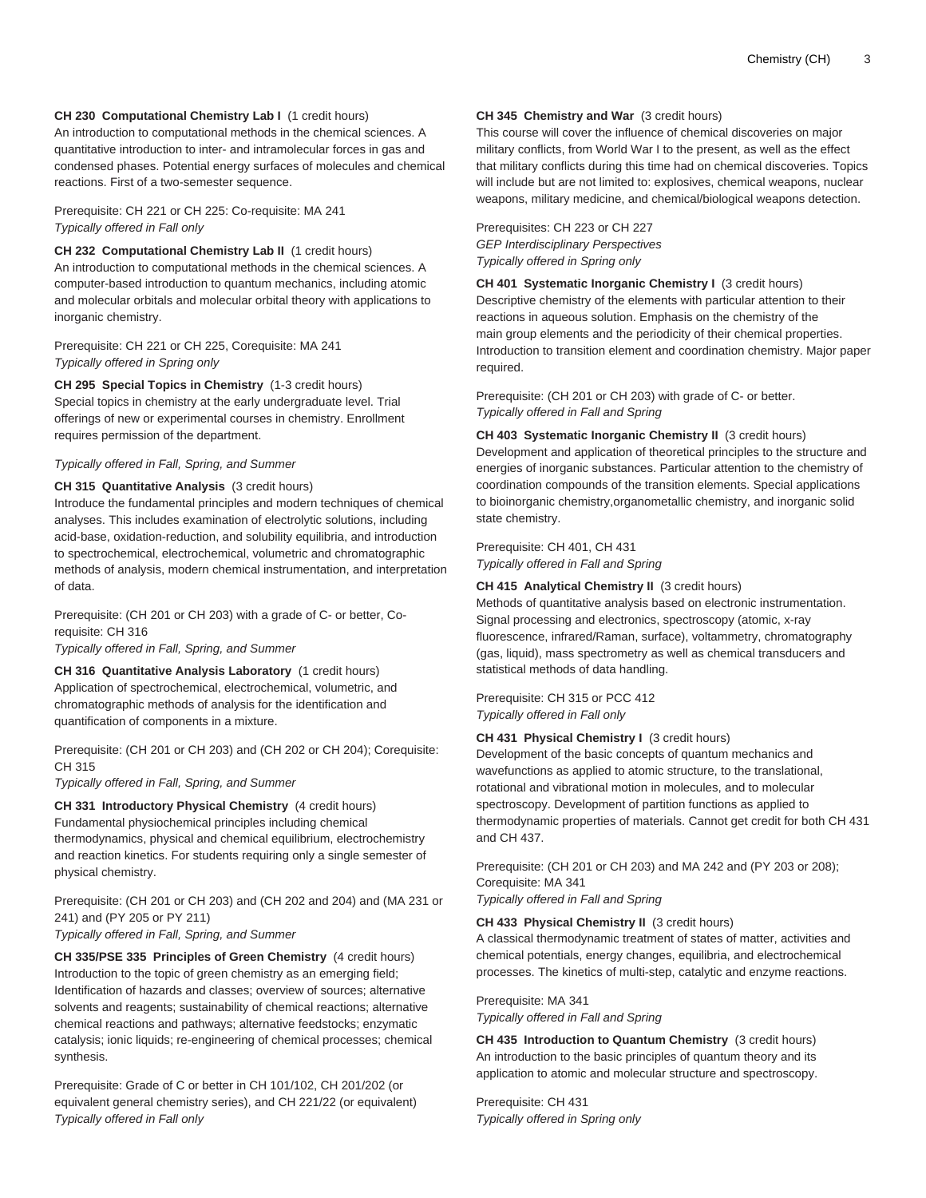**CH 230 Computational Chemistry Lab I** (1 credit hours)
An introduction to computational methods in the chemical sciences. A quantitative introduction to inter- and intramolecular forces in gas and condensed phases. Potential energy surfaces of molecules and chemical reactions. First of a two-semester sequence.

Prerequisite: CH 221 or CH 225: Co-requisite: MA 241
*Typically offered in Fall only*

**CH 232 Computational Chemistry Lab II** (1 credit hours)
An introduction to computational methods in the chemical sciences. A computer-based introduction to quantum mechanics, including atomic and molecular orbitals and molecular orbital theory with applications to inorganic chemistry.

Prerequisite: CH 221 or CH 225, Corequisite: MA 241
*Typically offered in Spring only*

**CH 295 Special Topics in Chemistry** (1-3 credit hours)
Special topics in chemistry at the early undergraduate level. Trial offerings of new or experimental courses in chemistry. Enrollment requires permission of the department.

*Typically offered in Fall, Spring, and Summer*

**CH 315 Quantitative Analysis** (3 credit hours)
Introduce the fundamental principles and modern techniques of chemical analyses. This includes examination of electrolytic solutions, including acid-base, oxidation-reduction, and solubility equilibria, and introduction to spectrochemical, electrochemical, volumetric and chromatographic methods of analysis, modern chemical instrumentation, and interpretation of data.

Prerequisite: (CH 201 or CH 203) with a grade of C- or better, Co-requisite: CH 316
*Typically offered in Fall, Spring, and Summer*

**CH 316 Quantitative Analysis Laboratory** (1 credit hours)
Application of spectrochemical, electrochemical, volumetric, and chromatographic methods of analysis for the identification and quantification of components in a mixture.

Prerequisite: (CH 201 or CH 203) and (CH 202 or CH 204); Corequisite: CH 315
*Typically offered in Fall, Spring, and Summer*

**CH 331 Introductory Physical Chemistry** (4 credit hours)
Fundamental physiochemical principles including chemical thermodynamics, physical and chemical equilibrium, electrochemistry and reaction kinetics. For students requiring only a single semester of physical chemistry.

Prerequisite: (CH 201 or CH 203) and (CH 202 and 204) and (MA 231 or 241) and (PY 205 or PY 211)
*Typically offered in Fall, Spring, and Summer*

**CH 335/PSE 335 Principles of Green Chemistry** (4 credit hours)
Introduction to the topic of green chemistry as an emerging field; Identification of hazards and classes; overview of sources; alternative solvents and reagents; sustainability of chemical reactions; alternative chemical reactions and pathways; alternative feedstocks; enzymatic catalysis; ionic liquids; re-engineering of chemical processes; chemical synthesis.

Prerequisite: Grade of C or better in CH 101/102, CH 201/202 (or equivalent general chemistry series), and CH 221/22 (or equivalent)
*Typically offered in Fall only*

**CH 345 Chemistry and War** (3 credit hours)
This course will cover the influence of chemical discoveries on major military conflicts, from World War I to the present, as well as the effect that military conflicts during this time had on chemical discoveries. Topics will include but are not limited to: explosives, chemical weapons, nuclear weapons, military medicine, and chemical/biological weapons detection.

Prerequisites: CH 223 or CH 227
*GEP Interdisciplinary Perspectives*
*Typically offered in Spring only*

**CH 401 Systematic Inorganic Chemistry I** (3 credit hours)
Descriptive chemistry of the elements with particular attention to their reactions in aqueous solution. Emphasis on the chemistry of the main group elements and the periodicity of their chemical properties. Introduction to transition element and coordination chemistry. Major paper required.

Prerequisite: (CH 201 or CH 203) with grade of C- or better.
*Typically offered in Fall and Spring*

**CH 403 Systematic Inorganic Chemistry II** (3 credit hours)
Development and application of theoretical principles to the structure and energies of inorganic substances. Particular attention to the chemistry of coordination compounds of the transition elements. Special applications to bioinorganic chemistry,organometallic chemistry, and inorganic solid state chemistry.

Prerequisite: CH 401, CH 431
*Typically offered in Fall and Spring*

**CH 415 Analytical Chemistry II** (3 credit hours)
Methods of quantitative analysis based on electronic instrumentation. Signal processing and electronics, spectroscopy (atomic, x-ray fluorescence, infrared/Raman, surface), voltammetry, chromatography (gas, liquid), mass spectrometry as well as chemical transducers and statistical methods of data handling.

Prerequisite: CH 315 or PCC 412
*Typically offered in Fall only*

**CH 431 Physical Chemistry I** (3 credit hours)
Development of the basic concepts of quantum mechanics and wavefunctions as applied to atomic structure, to the translational, rotational and vibrational motion in molecules, and to molecular spectroscopy. Development of partition functions as applied to thermodynamic properties of materials. Cannot get credit for both CH 431 and CH 437.

Prerequisite: (CH 201 or CH 203) and MA 242 and (PY 203 or 208); Corequisite: MA 341
*Typically offered in Fall and Spring*

**CH 433 Physical Chemistry II** (3 credit hours)
A classical thermodynamic treatment of states of matter, activities and chemical potentials, energy changes, equilibria, and electrochemical processes. The kinetics of multi-step, catalytic and enzyme reactions.

Prerequisite: MA 341
*Typically offered in Fall and Spring*

**CH 435 Introduction to Quantum Chemistry** (3 credit hours)
An introduction to the basic principles of quantum theory and its application to atomic and molecular structure and spectroscopy.

Prerequisite: CH 431
*Typically offered in Spring only*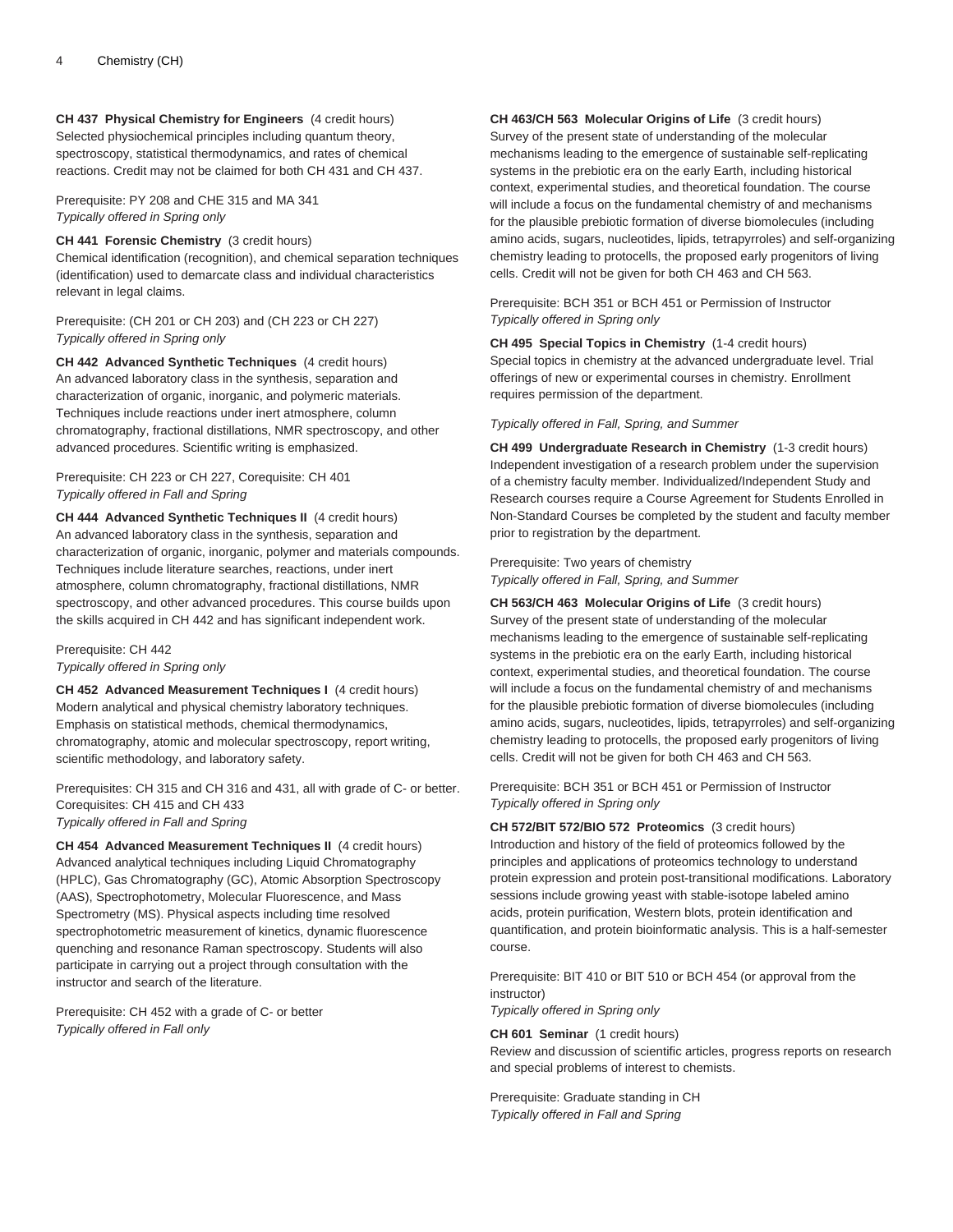**CH 437 Physical Chemistry for Engineers** (4 credit hours)
Selected physiochemical principles including quantum theory, spectroscopy, statistical thermodynamics, and rates of chemical reactions. Credit may not be claimed for both CH 431 and CH 437.

Prerequisite: PY 208 and CHE 315 and MA 341
*Typically offered in Spring only*

**CH 441 Forensic Chemistry** (3 credit hours)
Chemical identification (recognition), and chemical separation techniques (identification) used to demarcate class and individual characteristics relevant in legal claims.

Prerequisite: (CH 201 or CH 203) and (CH 223 or CH 227)
*Typically offered in Spring only*

**CH 442 Advanced Synthetic Techniques** (4 credit hours)
An advanced laboratory class in the synthesis, separation and characterization of organic, inorganic, and polymeric materials. Techniques include reactions under inert atmosphere, column chromatography, fractional distillations, NMR spectroscopy, and other advanced procedures. Scientific writing is emphasized.

Prerequisite: CH 223 or CH 227, Corequisite: CH 401
*Typically offered in Fall and Spring*

**CH 444 Advanced Synthetic Techniques II** (4 credit hours)
An advanced laboratory class in the synthesis, separation and characterization of organic, inorganic, polymer and materials compounds. Techniques include literature searches, reactions, under inert atmosphere, column chromatography, fractional distillations, NMR spectroscopy, and other advanced procedures. This course builds upon the skills acquired in CH 442 and has significant independent work.

Prerequisite: CH 442
*Typically offered in Spring only*

**CH 452 Advanced Measurement Techniques I** (4 credit hours)
Modern analytical and physical chemistry laboratory techniques. Emphasis on statistical methods, chemical thermodynamics, chromatography, atomic and molecular spectroscopy, report writing, scientific methodology, and laboratory safety.

Prerequisites: CH 315 and CH 316 and 431, all with grade of C- or better. Corequisites: CH 415 and CH 433
*Typically offered in Fall and Spring*

**CH 454 Advanced Measurement Techniques II** (4 credit hours)
Advanced analytical techniques including Liquid Chromatography (HPLC), Gas Chromatography (GC), Atomic Absorption Spectroscopy (AAS), Spectrophotometry, Molecular Fluorescence, and Mass Spectrometry (MS). Physical aspects including time resolved spectrophotometric measurement of kinetics, dynamic fluorescence quenching and resonance Raman spectroscopy. Students will also participate in carrying out a project through consultation with the instructor and search of the literature.

Prerequisite: CH 452 with a grade of C- or better
*Typically offered in Fall only*

**CH 463/CH 563 Molecular Origins of Life** (3 credit hours)
Survey of the present state of understanding of the molecular mechanisms leading to the emergence of sustainable self-replicating systems in the prebiotic era on the early Earth, including historical context, experimental studies, and theoretical foundation. The course will include a focus on the fundamental chemistry of and mechanisms for the plausible prebiotic formation of diverse biomolecules (including amino acids, sugars, nucleotides, lipids, tetrapyrroles) and self-organizing chemistry leading to protocells, the proposed early progenitors of living cells. Credit will not be given for both CH 463 and CH 563.

Prerequisite: BCH 351 or BCH 451 or Permission of Instructor
*Typically offered in Spring only*

**CH 495 Special Topics in Chemistry** (1-4 credit hours)
Special topics in chemistry at the advanced undergraduate level. Trial offerings of new or experimental courses in chemistry. Enrollment requires permission of the department.

*Typically offered in Fall, Spring, and Summer*

**CH 499 Undergraduate Research in Chemistry** (1-3 credit hours)
Independent investigation of a research problem under the supervision of a chemistry faculty member. Individualized/Independent Study and Research courses require a Course Agreement for Students Enrolled in Non-Standard Courses be completed by the student and faculty member prior to registration by the department.

Prerequisite: Two years of chemistry
*Typically offered in Fall, Spring, and Summer*

**CH 563/CH 463 Molecular Origins of Life** (3 credit hours)
Survey of the present state of understanding of the molecular mechanisms leading to the emergence of sustainable self-replicating systems in the prebiotic era on the early Earth, including historical context, experimental studies, and theoretical foundation. The course will include a focus on the fundamental chemistry of and mechanisms for the plausible prebiotic formation of diverse biomolecules (including amino acids, sugars, nucleotides, lipids, tetrapyrroles) and self-organizing chemistry leading to protocells, the proposed early progenitors of living cells. Credit will not be given for both CH 463 and CH 563.

Prerequisite: BCH 351 or BCH 451 or Permission of Instructor
*Typically offered in Spring only*

**CH 572/BIT 572/BIO 572 Proteomics** (3 credit hours)
Introduction and history of the field of proteomics followed by the principles and applications of proteomics technology to understand protein expression and protein post-transitional modifications. Laboratory sessions include growing yeast with stable-isotope labeled amino acids, protein purification, Western blots, protein identification and quantification, and protein bioinformatic analysis. This is a half-semester course.

Prerequisite: BIT 410 or BIT 510 or BCH 454 (or approval from the instructor)
*Typically offered in Spring only*

**CH 601 Seminar** (1 credit hours)
Review and discussion of scientific articles, progress reports on research and special problems of interest to chemists.

Prerequisite: Graduate standing in CH
*Typically offered in Fall and Spring*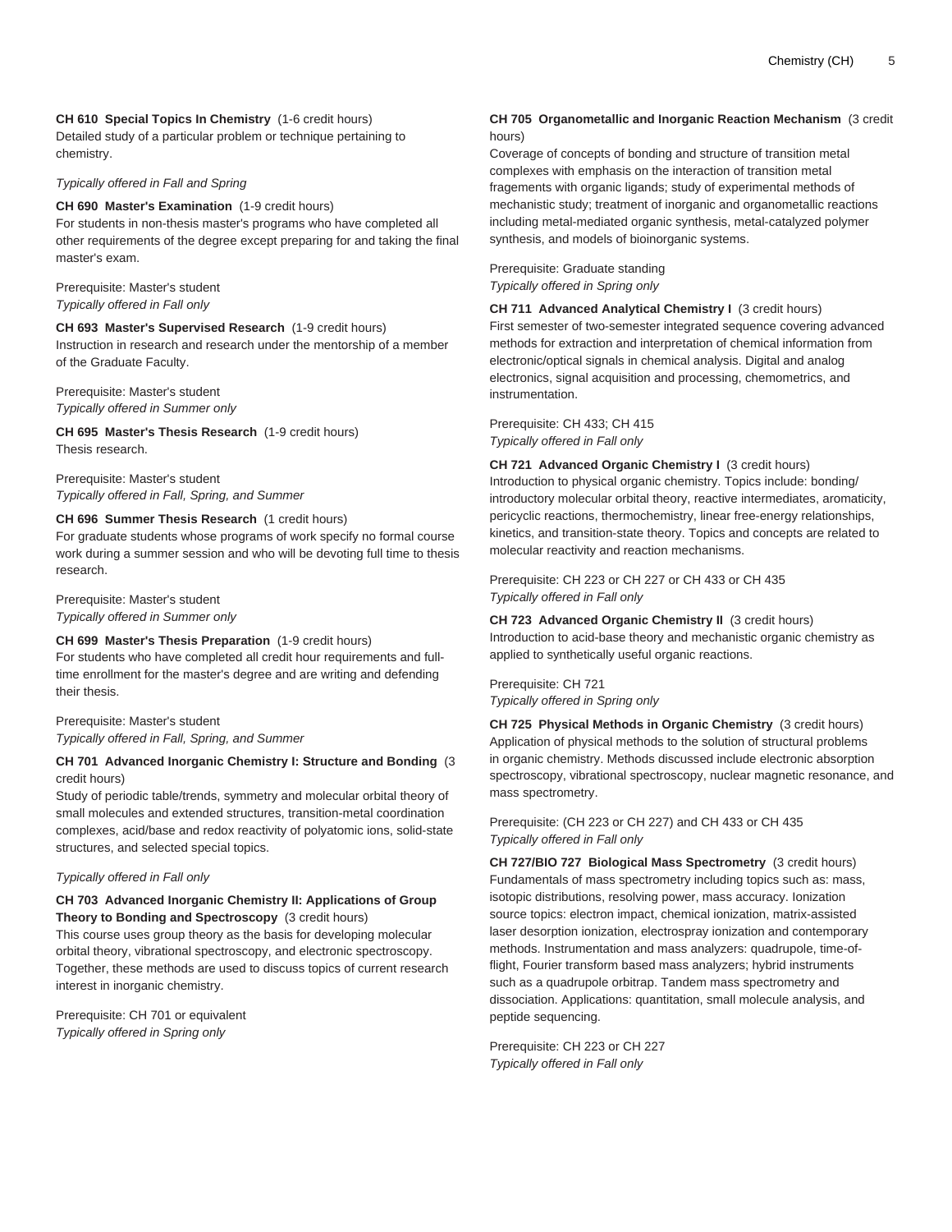**CH 610 Special Topics In Chemistry** (1-6 credit hours)
Detailed study of a particular problem or technique pertaining to chemistry.

*Typically offered in Fall and Spring*

**CH 690 Master's Examination** (1-9 credit hours)
For students in non-thesis master's programs who have completed all other requirements of the degree except preparing for and taking the final master's exam.

Prerequisite: Master's student
*Typically offered in Fall only*

**CH 693 Master's Supervised Research** (1-9 credit hours)
Instruction in research and research under the mentorship of a member of the Graduate Faculty.

Prerequisite: Master's student
*Typically offered in Summer only*

**CH 695 Master's Thesis Research** (1-9 credit hours)
Thesis research.

Prerequisite: Master's student
*Typically offered in Fall, Spring, and Summer*

**CH 696 Summer Thesis Research** (1 credit hours)
For graduate students whose programs of work specify no formal course work during a summer session and who will be devoting full time to thesis research.

Prerequisite: Master's student
*Typically offered in Summer only*

**CH 699 Master's Thesis Preparation** (1-9 credit hours)
For students who have completed all credit hour requirements and full-time enrollment for the master's degree and are writing and defending their thesis.

Prerequisite: Master's student
*Typically offered in Fall, Spring, and Summer*

**CH 701 Advanced Inorganic Chemistry I: Structure and Bonding** (3 credit hours)
Study of periodic table/trends, symmetry and molecular orbital theory of small molecules and extended structures, transition-metal coordination complexes, acid/base and redox reactivity of polyatomic ions, solid-state structures, and selected special topics.

*Typically offered in Fall only*

**CH 703 Advanced Inorganic Chemistry II: Applications of Group Theory to Bonding and Spectroscopy** (3 credit hours)
This course uses group theory as the basis for developing molecular orbital theory, vibrational spectroscopy, and electronic spectroscopy. Together, these methods are used to discuss topics of current research interest in inorganic chemistry.

Prerequisite: CH 701 or equivalent
*Typically offered in Spring only*

**CH 705 Organometallic and Inorganic Reaction Mechanism** (3 credit hours)
Coverage of concepts of bonding and structure of transition metal complexes with emphasis on the interaction of transition metal fragements with organic ligands; study of experimental methods of mechanistic study; treatment of inorganic and organometallic reactions including metal-mediated organic synthesis, metal-catalyzed polymer synthesis, and models of bioinorganic systems.

Prerequisite: Graduate standing
*Typically offered in Spring only*

**CH 711 Advanced Analytical Chemistry I** (3 credit hours)
First semester of two-semester integrated sequence covering advanced methods for extraction and interpretation of chemical information from electronic/optical signals in chemical analysis. Digital and analog electronics, signal acquisition and processing, chemometrics, and instrumentation.

Prerequisite: CH 433; CH 415
*Typically offered in Fall only*

**CH 721 Advanced Organic Chemistry I** (3 credit hours)
Introduction to physical organic chemistry. Topics include: bonding/introductory molecular orbital theory, reactive intermediates, aromaticity, pericyclic reactions, thermochemistry, linear free-energy relationships, kinetics, and transition-state theory. Topics and concepts are related to molecular reactivity and reaction mechanisms.

Prerequisite: CH 223 or CH 227 or CH 433 or CH 435
*Typically offered in Fall only*

**CH 723 Advanced Organic Chemistry II** (3 credit hours)
Introduction to acid-base theory and mechanistic organic chemistry as applied to synthetically useful organic reactions.

Prerequisite: CH 721
*Typically offered in Spring only*

**CH 725 Physical Methods in Organic Chemistry** (3 credit hours)
Application of physical methods to the solution of structural problems in organic chemistry. Methods discussed include electronic absorption spectroscopy, vibrational spectroscopy, nuclear magnetic resonance, and mass spectrometry.

Prerequisite: (CH 223 or CH 227) and CH 433 or CH 435
*Typically offered in Fall only*

**CH 727/BIO 727 Biological Mass Spectrometry** (3 credit hours)
Fundamentals of mass spectrometry including topics such as: mass, isotopic distributions, resolving power, mass accuracy. Ionization source topics: electron impact, chemical ionization, matrix-assisted laser desorption ionization, electrospray ionization and contemporary methods. Instrumentation and mass analyzers: quadrupole, time-of-flight, Fourier transform based mass analyzers; hybrid instruments such as a quadrupole orbitrap. Tandem mass spectrometry and dissociation. Applications: quantitation, small molecule analysis, and peptide sequencing.

Prerequisite: CH 223 or CH 227
*Typically offered in Fall only*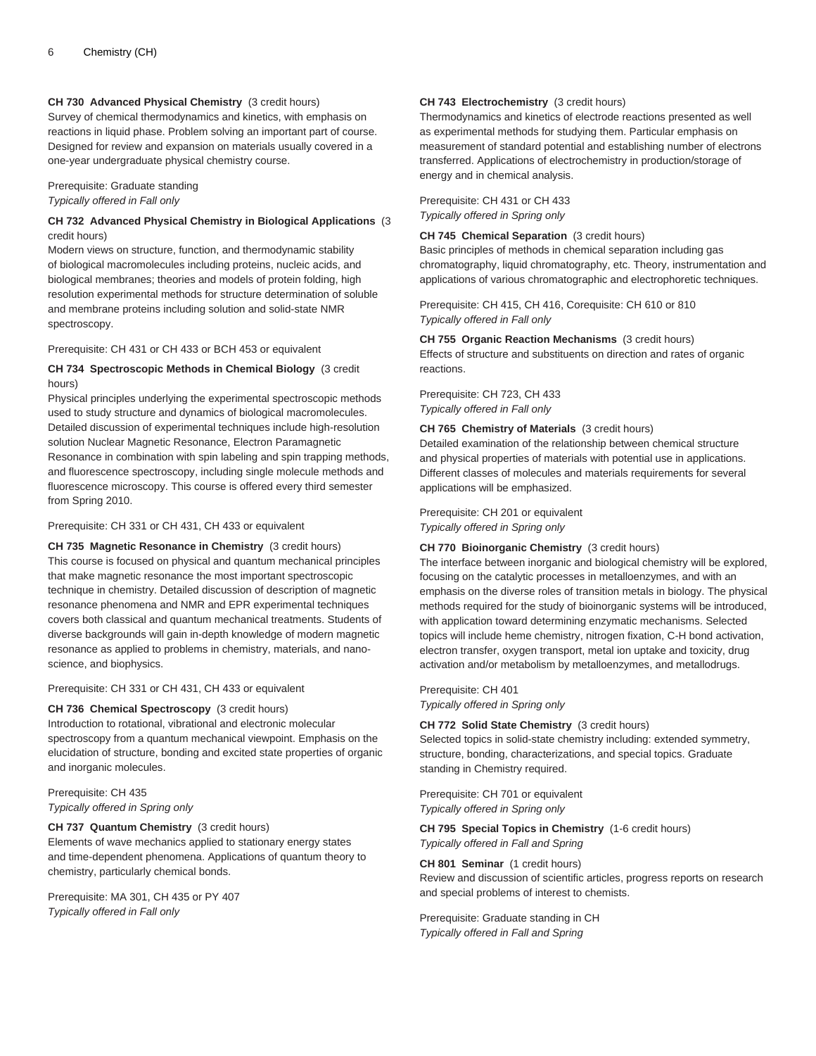**CH 730 Advanced Physical Chemistry** (3 credit hours)
Survey of chemical thermodynamics and kinetics, with emphasis on reactions in liquid phase. Problem solving an important part of course. Designed for review and expansion on materials usually covered in a one-year undergraduate physical chemistry course.

Prerequisite: Graduate standing
*Typically offered in Fall only*

**CH 732 Advanced Physical Chemistry in Biological Applications** (3 credit hours)
Modern views on structure, function, and thermodynamic stability of biological macromolecules including proteins, nucleic acids, and biological membranes; theories and models of protein folding, high resolution experimental methods for structure determination of soluble and membrane proteins including solution and solid-state NMR spectroscopy.

Prerequisite: CH 431 or CH 433 or BCH 453 or equivalent

**CH 734 Spectroscopic Methods in Chemical Biology** (3 credit hours)
Physical principles underlying the experimental spectroscopic methods used to study structure and dynamics of biological macromolecules. Detailed discussion of experimental techniques include high-resolution solution Nuclear Magnetic Resonance, Electron Paramagnetic Resonance in combination with spin labeling and spin trapping methods, and fluorescence spectroscopy, including single molecule methods and fluorescence microscopy. This course is offered every third semester from Spring 2010.

Prerequisite: CH 331 or CH 431, CH 433 or equivalent

**CH 735 Magnetic Resonance in Chemistry** (3 credit hours)
This course is focused on physical and quantum mechanical principles that make magnetic resonance the most important spectroscopic technique in chemistry. Detailed discussion of description of magnetic resonance phenomena and NMR and EPR experimental techniques covers both classical and quantum mechanical treatments. Students of diverse backgrounds will gain in-depth knowledge of modern magnetic resonance as applied to problems in chemistry, materials, and nano-science, and biophysics.

Prerequisite: CH 331 or CH 431, CH 433 or equivalent

**CH 736 Chemical Spectroscopy** (3 credit hours)
Introduction to rotational, vibrational and electronic molecular spectroscopy from a quantum mechanical viewpoint. Emphasis on the elucidation of structure, bonding and excited state properties of organic and inorganic molecules.

Prerequisite: CH 435
*Typically offered in Spring only*

**CH 737 Quantum Chemistry** (3 credit hours)
Elements of wave mechanics applied to stationary energy states and time-dependent phenomena. Applications of quantum theory to chemistry, particularly chemical bonds.

Prerequisite: MA 301, CH 435 or PY 407
*Typically offered in Fall only*

**CH 743 Electrochemistry** (3 credit hours)
Thermodynamics and kinetics of electrode reactions presented as well as experimental methods for studying them. Particular emphasis on measurement of standard potential and establishing number of electrons transferred. Applications of electrochemistry in production/storage of energy and in chemical analysis.

Prerequisite: CH 431 or CH 433
*Typically offered in Spring only*

**CH 745 Chemical Separation** (3 credit hours)
Basic principles of methods in chemical separation including gas chromatography, liquid chromatography, etc. Theory, instrumentation and applications of various chromatographic and electrophoretic techniques.

Prerequisite: CH 415, CH 416, Corequisite: CH 610 or 810
*Typically offered in Fall only*

**CH 755 Organic Reaction Mechanisms** (3 credit hours)
Effects of structure and substituents on direction and rates of organic reactions.

Prerequisite: CH 723, CH 433
*Typically offered in Fall only*

**CH 765 Chemistry of Materials** (3 credit hours)
Detailed examination of the relationship between chemical structure and physical properties of materials with potential use in applications. Different classes of molecules and materials requirements for several applications will be emphasized.

Prerequisite: CH 201 or equivalent
*Typically offered in Spring only*

**CH 770 Bioinorganic Chemistry** (3 credit hours)
The interface between inorganic and biological chemistry will be explored, focusing on the catalytic processes in metalloenzymes, and with an emphasis on the diverse roles of transition metals in biology. The physical methods required for the study of bioinorganic systems will be introduced, with application toward determining enzymatic mechanisms. Selected topics will include heme chemistry, nitrogen fixation, C-H bond activation, electron transfer, oxygen transport, metal ion uptake and toxicity, drug activation and/or metabolism by metalloenzymes, and metallodrugs.

Prerequisite: CH 401
*Typically offered in Spring only*

**CH 772 Solid State Chemistry** (3 credit hours)
Selected topics in solid-state chemistry including: extended symmetry, structure, bonding, characterizations, and special topics. Graduate standing in Chemistry required.

Prerequisite: CH 701 or equivalent
*Typically offered in Spring only*

**CH 795 Special Topics in Chemistry** (1-6 credit hours)
*Typically offered in Fall and Spring*

**CH 801 Seminar** (1 credit hours)
Review and discussion of scientific articles, progress reports on research and special problems of interest to chemists.

Prerequisite: Graduate standing in CH
*Typically offered in Fall and Spring*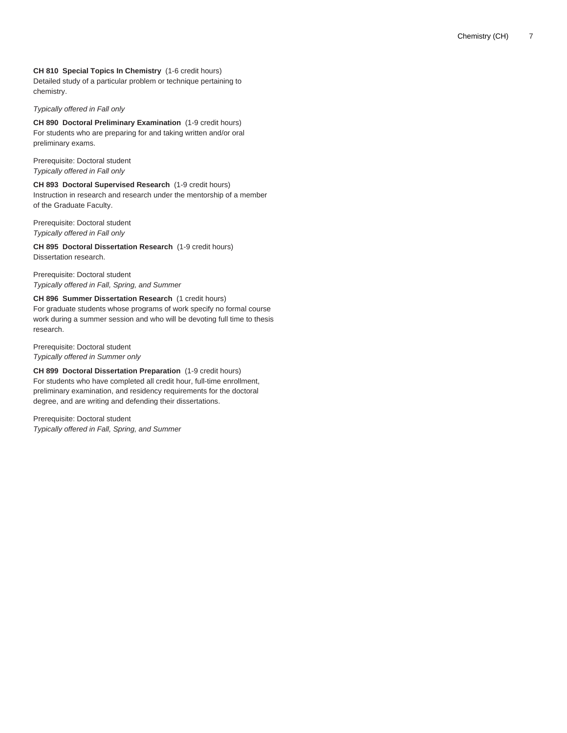**CH 810 Special Topics In Chemistry** (1-6 credit hours)
Detailed study of a particular problem or technique pertaining to chemistry.

*Typically offered in Fall only*

**CH 890 Doctoral Preliminary Examination** (1-9 credit hours)
For students who are preparing for and taking written and/or oral preliminary exams.

Prerequisite: Doctoral student
*Typically offered in Fall only*

**CH 893 Doctoral Supervised Research** (1-9 credit hours)
Instruction in research and research under the mentorship of a member of the Graduate Faculty.

Prerequisite: Doctoral student
*Typically offered in Fall only*

**CH 895 Doctoral Dissertation Research** (1-9 credit hours)
Dissertation research.

Prerequisite: Doctoral student
*Typically offered in Fall, Spring, and Summer*

**CH 896 Summer Dissertation Research** (1 credit hours)
For graduate students whose programs of work specify no formal course work during a summer session and who will be devoting full time to thesis research.

Prerequisite: Doctoral student
*Typically offered in Summer only*

**CH 899 Doctoral Dissertation Preparation** (1-9 credit hours)
For students who have completed all credit hour, full-time enrollment, preliminary examination, and residency requirements for the doctoral degree, and are writing and defending their dissertations.

Prerequisite: Doctoral student
*Typically offered in Fall, Spring, and Summer*